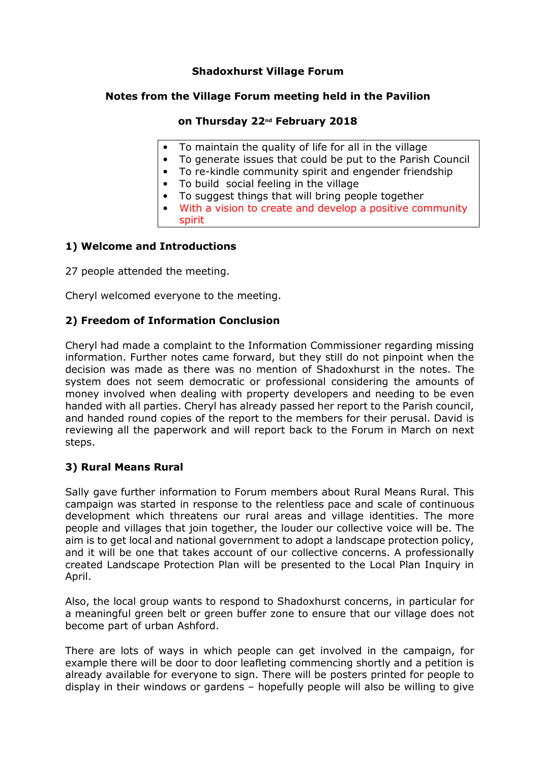**Shadoxhurst Village Forum**

**Notes from the Village Forum meeting held in the Pavilion**

**on Thursday 22nd February 2018**

- To maintain the quality of life for all in the village
- To generate issues that could be put to the Parish Council
- To re-kindle community spirit and engender friendship
- To build social feeling in the village
- To suggest things that will bring people together
- With a vision to create and develop a positive community spirit

### 1) Welcome and Introductions

27 people attended the meeting.

Cheryl welcomed everyone to the meeting.

### 2) Freedom of Information Conclusion

Cheryl had made a complaint to the Information Commissioner regarding missing information. Further notes came forward, but they still do not pinpoint when the decision was made as there was no mention of Shadoxhurst in the notes. The system does not seem democratic or professional considering the amounts of money involved when dealing with property developers and needing to be even handed with all parties. Cheryl has already passed her report to the Parish council, and handed round copies of the report to the members for their perusal. David is reviewing all the paperwork and will report back to the Forum in March on next steps.

### 3) Rural Means Rural

Sally gave further information to Forum members about Rural Means Rural. This campaign was started in response to the relentless pace and scale of continuous development which threatens our rural areas and village identities. The more people and villages that join together, the louder our collective voice will be. The aim is to get local and national government to adopt a landscape protection policy, and it will be one that takes account of our collective concerns. A professionally created Landscape Protection Plan will be presented to the Local Plan Inquiry in April.

Also, the local group wants to respond to Shadoxhurst concerns, in particular for a meaningful green belt or green buffer zone to ensure that our village does not become part of urban Ashford.

There are lots of ways in which people can get involved in the campaign, for example there will be door to door leafleting commencing shortly and a petition is already available for everyone to sign. There will be posters printed for people to display in their windows or gardens – hopefully people will also be willing to give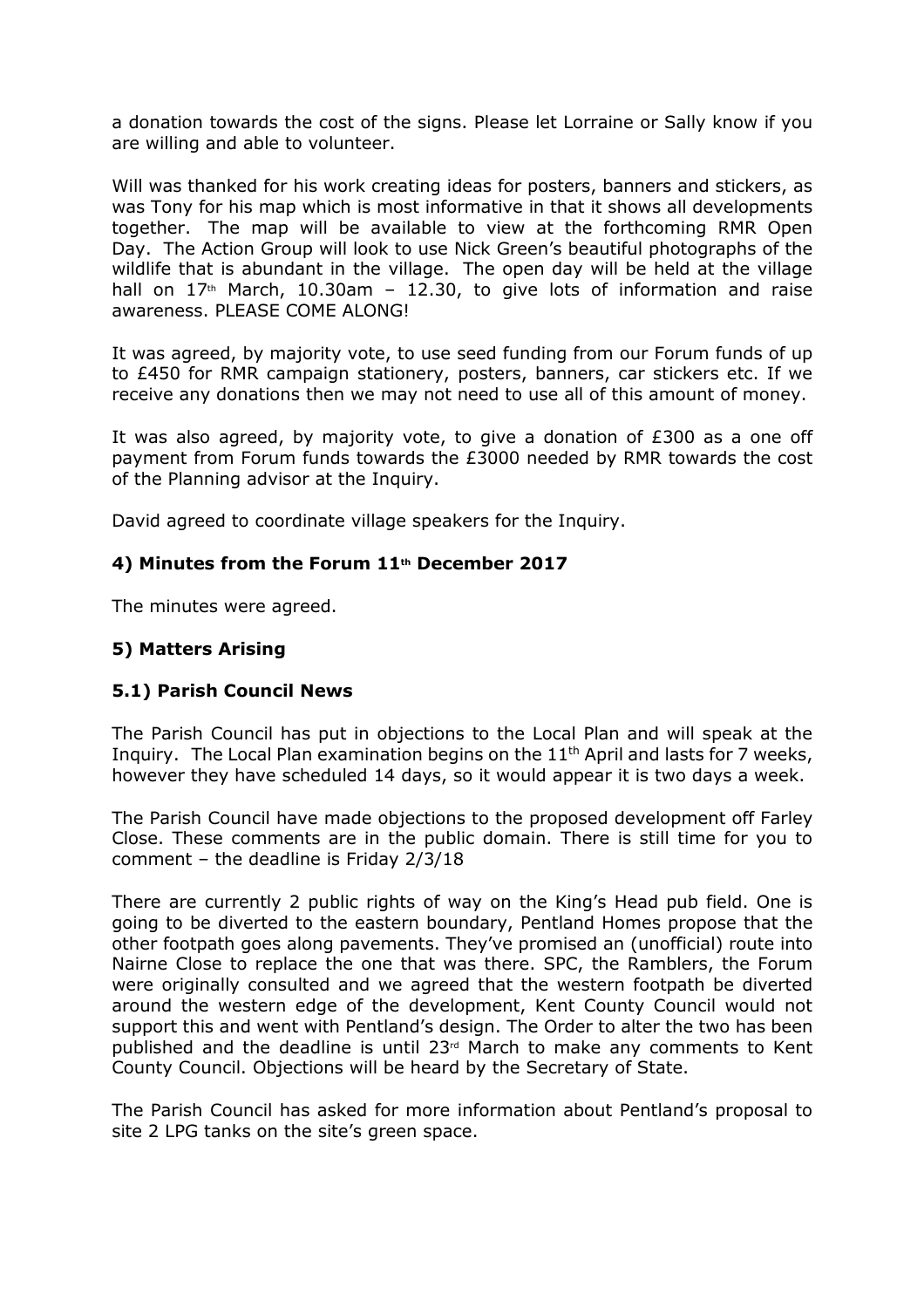a donation towards the cost of the signs. Please let Lorraine or Sally know if you are willing and able to volunteer.

Will was thanked for his work creating ideas for posters, banners and stickers, as was Tony for his map which is most informative in that it shows all developments together. The map will be available to view at the forthcoming RMR Open Day. The Action Group will look to use Nick Green's beautiful photographs of the wildlife that is abundant in the village. The open day will be held at the village hall on 17th March, 10.30am – 12.30, to give lots of information and raise awareness. PLEASE COME ALONG!

It was agreed, by majority vote, to use seed funding from our Forum funds of up to £450 for RMR campaign stationery, posters, banners, car stickers etc. If we receive any donations then we may not need to use all of this amount of money.

It was also agreed, by majority vote, to give a donation of £300 as a one off payment from Forum funds towards the £3000 needed by RMR towards the cost of the Planning advisor at the Inquiry.

David agreed to coordinate village speakers for the Inquiry.

### 4) Minutes from the Forum 11th December 2017

The minutes were agreed.

### 5) Matters Arising

### 5.1) Parish Council News

The Parish Council has put in objections to the Local Plan and will speak at the Inquiry. The Local Plan examination begins on the 11th April and lasts for 7 weeks, however they have scheduled 14 days, so it would appear it is two days a week.

The Parish Council have made objections to the proposed development off Farley Close. These comments are in the public domain. There is still time for you to comment – the deadline is Friday 2/3/18

There are currently 2 public rights of way on the King's Head pub field. One is going to be diverted to the eastern boundary, Pentland Homes propose that the other footpath goes along pavements. They've promised an (unofficial) route into Nairne Close to replace the one that was there. SPC, the Ramblers, the Forum were originally consulted and we agreed that the western footpath be diverted around the western edge of the development, Kent County Council would not support this and went with Pentland's design. The Order to alter the two has been published and the deadline is until 23rd March to make any comments to Kent County Council. Objections will be heard by the Secretary of State.

The Parish Council has asked for more information about Pentland's proposal to site 2 LPG tanks on the site's green space.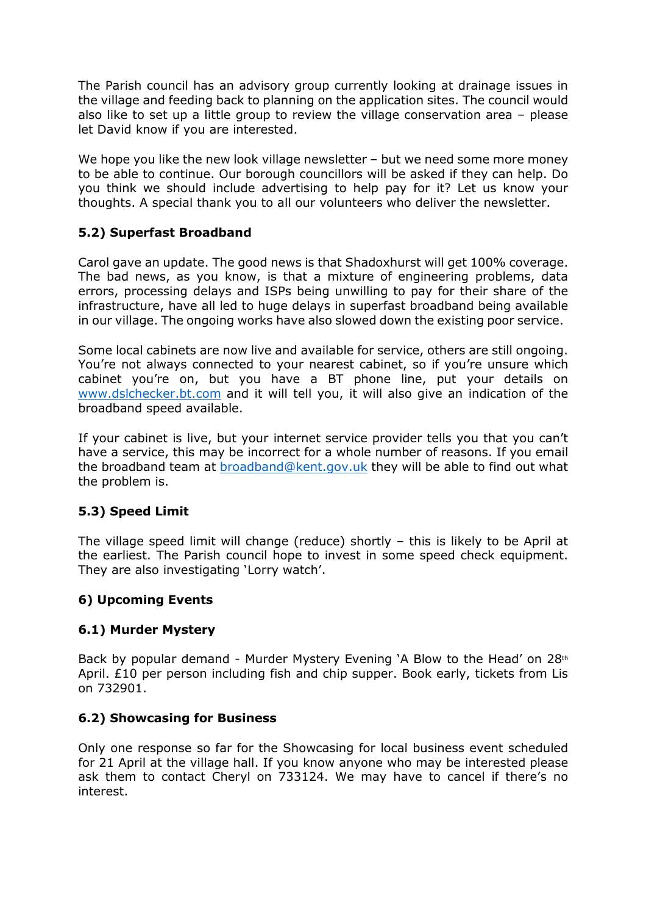The Parish council has an advisory group currently looking at drainage issues in the village and feeding back to planning on the application sites. The council would also like to set up a little group to review the village conservation area – please let David know if you are interested.

We hope you like the new look village newsletter – but we need some more money to be able to continue. Our borough councillors will be asked if they can help. Do you think we should include advertising to help pay for it? Let us know your thoughts. A special thank you to all our volunteers who deliver the newsletter.

### 5.2) Superfast Broadband

Carol gave an update. The good news is that Shadoxhurst will get 100% coverage. The bad news, as you know, is that a mixture of engineering problems, data errors, processing delays and ISPs being unwilling to pay for their share of the infrastructure, have all led to huge delays in superfast broadband being available in our village. The ongoing works have also slowed down the existing poor service.

Some local cabinets are now live and available for service, others are still ongoing. You're not always connected to your nearest cabinet, so if you're unsure which cabinet you're on, but you have a BT phone line, put your details on [www.dslchecker.bt.com](http://www.dslchecker.bt.com) and it will tell you, it will also give an indication of the broadband speed available.

If your cabinet is live, but your internet service provider tells you that you can't have a service, this may be incorrect for a whole number of reasons. If you email the broadband team at [broadband@kent.gov.uk](mailto:broadband@kent.gov.uk) they will be able to find out what the problem is.

### 5.3) Speed Limit

The village speed limit will change (reduce) shortly – this is likely to be April at the earliest. The Parish council hope to invest in some speed check equipment. They are also investigating 'Lorry watch'.

## 6) Upcoming Events

### 6.1) Murder Mystery

Back by popular demand - Murder Mystery Evening 'A Blow to the Head' on 28th April. £10 per person including fish and chip supper. Book early, tickets from Lis on 732901.

### 6.2) Showcasing for Business

Only one response so far for the Showcasing for local business event scheduled for 21 April at the village hall. If you know anyone who may be interested please ask them to contact Cheryl on 733124. We may have to cancel if there's no interest.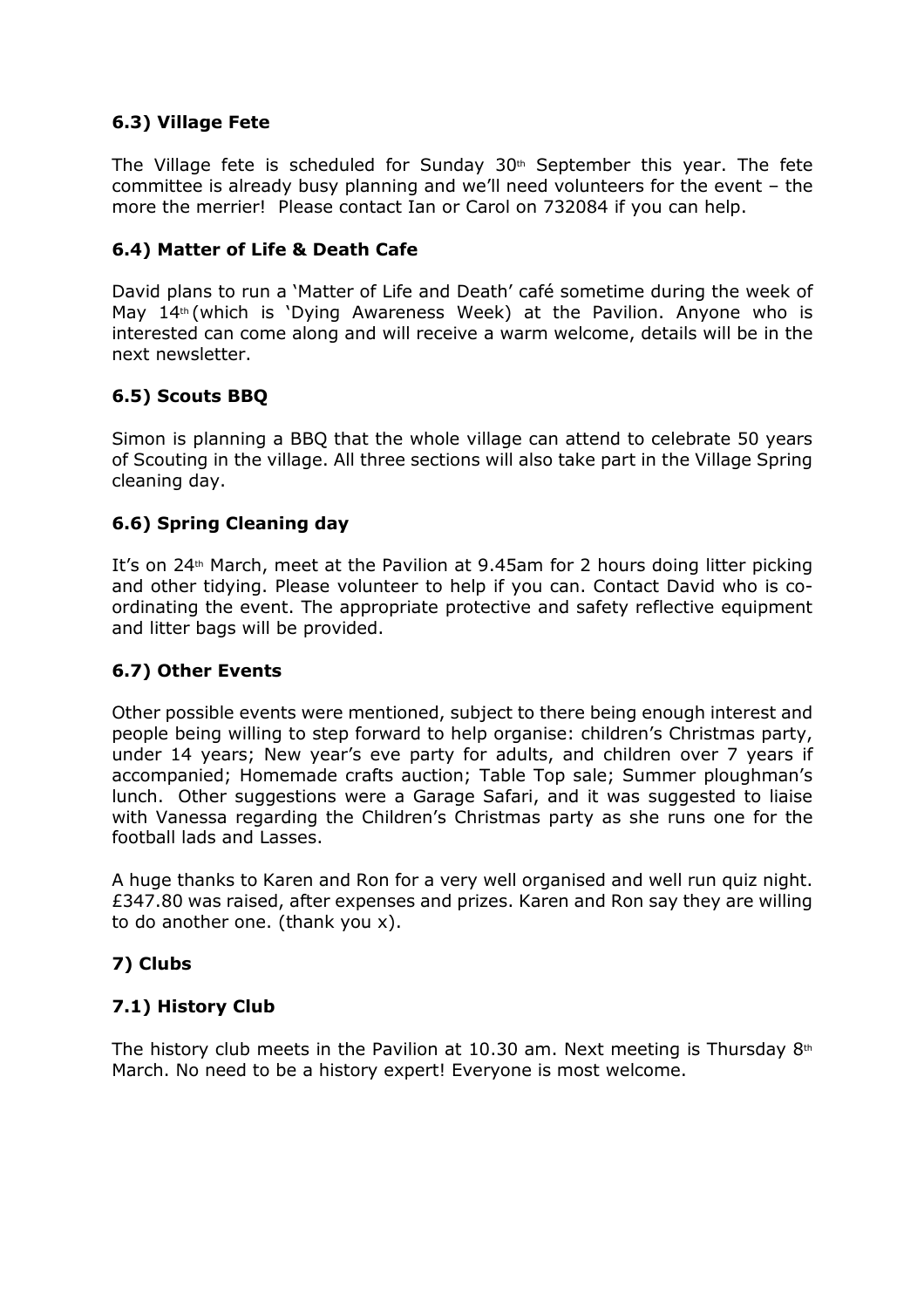### 6.3) Village Fete

The Village fete is scheduled for Sunday 30th September this year. The fete committee is already busy planning and we'll need volunteers for the event – the more the merrier! Please contact Ian or Carol on 732084 if you can help.

### 6.4) Matter of Life & Death Cafe

David plans to run a 'Matter of Life and Death' café sometime during the week of May 14th (which is 'Dying Awareness Week) at the Pavilion. Anyone who is interested can come along and will receive a warm welcome, details will be in the next newsletter.

### 6.5) Scouts BBQ

Simon is planning a BBQ that the whole village can attend to celebrate 50 years of Scouting in the village. All three sections will also take part in the Village Spring cleaning day.

### 6.6) Spring Cleaning day

It's on 24th March, meet at the Pavilion at 9.45am for 2 hours doing litter picking and other tidying. Please volunteer to help if you can. Contact David who is co-ordinating the event. The appropriate protective and safety reflective equipment and litter bags will be provided.

### 6.7) Other Events

Other possible events were mentioned, subject to there being enough interest and people being willing to step forward to help organise: children's Christmas party, under 14 years; New year's eve party for adults, and children over 7 years if accompanied; Homemade crafts auction; Table Top sale; Summer ploughman's lunch. Other suggestions were a Garage Safari, and it was suggested to liaise with Vanessa regarding the Children's Christmas party as she runs one for the football lads and Lasses.

A huge thanks to Karen and Ron for a very well organised and well run quiz night. £347.80 was raised, after expenses and prizes. Karen and Ron say they are willing to do another one. (thank you x).

## 7) Clubs

### 7.1) History Club

The history club meets in the Pavilion at 10.30 am. Next meeting is Thursday 8th March. No need to be a history expert! Everyone is most welcome.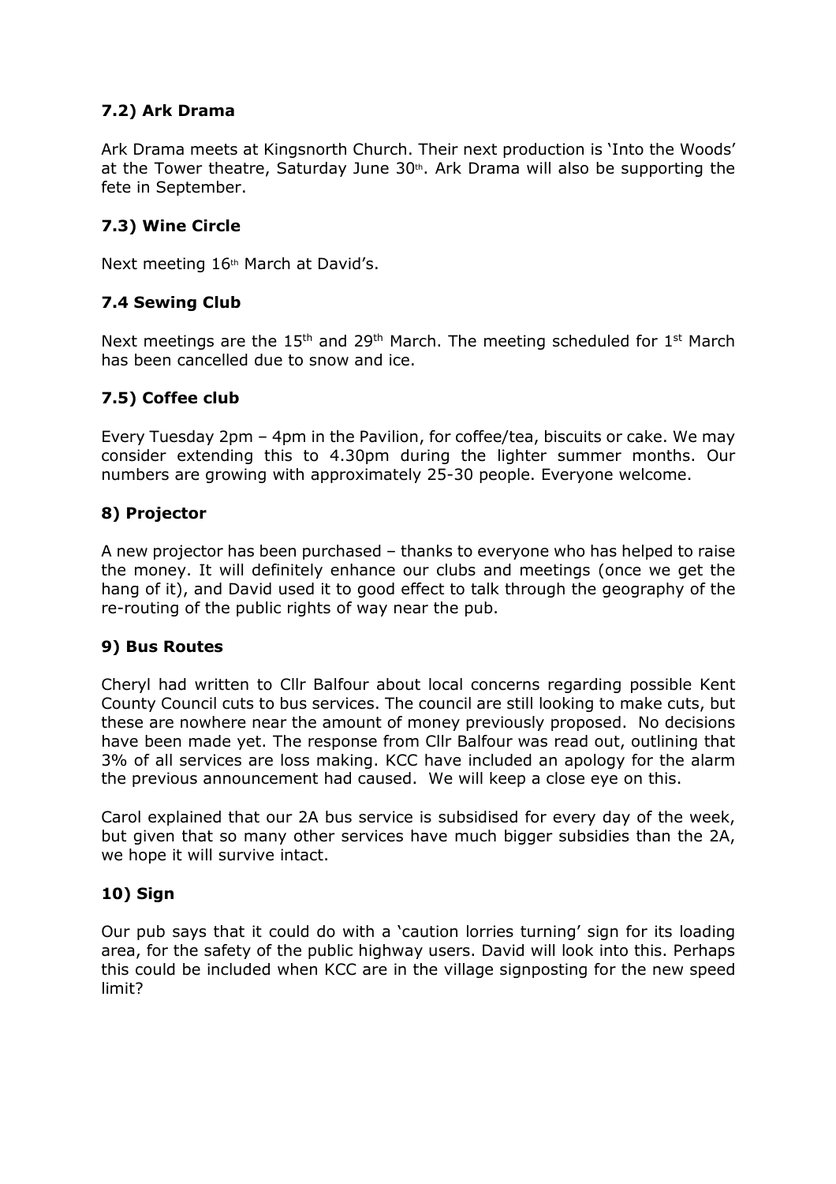### 7.2) Ark Drama

Ark Drama meets at Kingsnorth Church. Their next production is 'Into the Woods' at the Tower theatre, Saturday June 30th. Ark Drama will also be supporting the fete in September.

### 7.3) Wine Circle

Next meeting 16th March at David's.

### 7.4 Sewing Club

Next meetings are the 15th and 29th March. The meeting scheduled for 1st March has been cancelled due to snow and ice.

### 7.5) Coffee club

Every Tuesday 2pm – 4pm in the Pavilion, for coffee/tea, biscuits or cake. We may consider extending this to 4.30pm during the lighter summer months. Our numbers are growing with approximately 25-30 people. Everyone welcome.

### 8) Projector

A new projector has been purchased – thanks to everyone who has helped to raise the money. It will definitely enhance our clubs and meetings (once we get the hang of it), and David used it to good effect to talk through the geography of the re-routing of the public rights of way near the pub.

### 9) Bus Routes

Cheryl had written to Cllr Balfour about local concerns regarding possible Kent County Council cuts to bus services. The council are still looking to make cuts, but these are nowhere near the amount of money previously proposed. No decisions have been made yet. The response from Cllr Balfour was read out, outlining that 3% of all services are loss making. KCC have included an apology for the alarm the previous announcement had caused. We will keep a close eye on this.

Carol explained that our 2A bus service is subsidised for every day of the week, but given that so many other services have much bigger subsidies than the 2A, we hope it will survive intact.

### 10) Sign

Our pub says that it could do with a 'caution lorries turning' sign for its loading area, for the safety of the public highway users. David will look into this. Perhaps this could be included when KCC are in the village signposting for the new speed limit?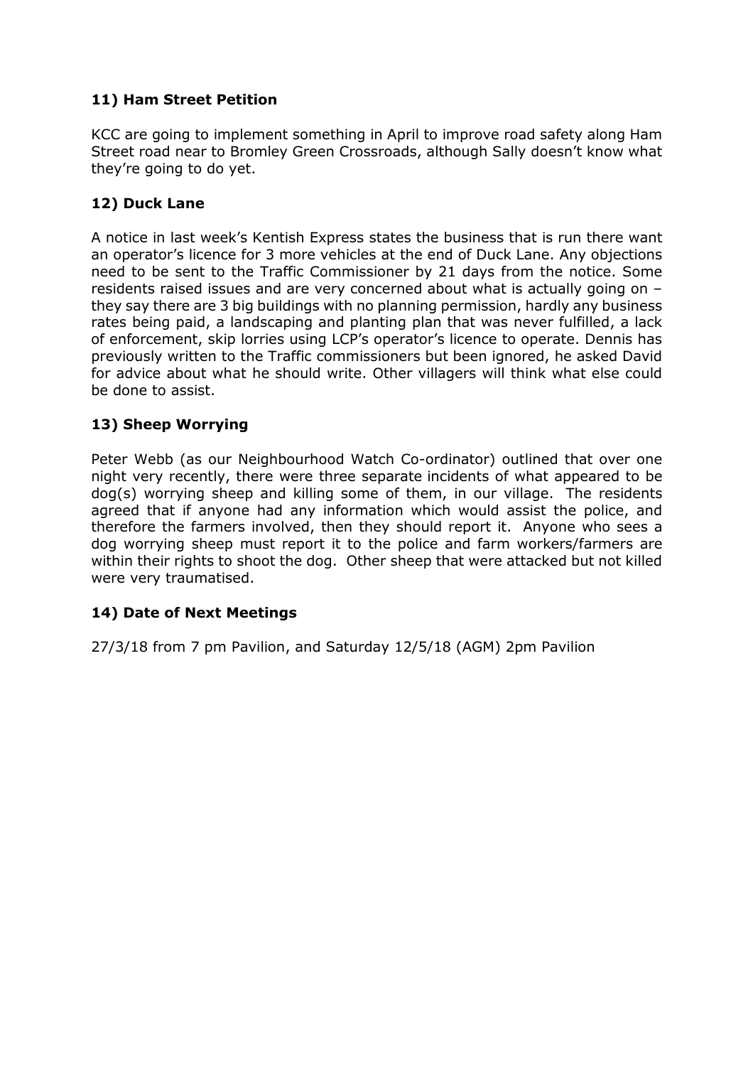### 11) Ham Street Petition

KCC are going to implement something in April to improve road safety along Ham Street road near to Bromley Green Crossroads, although Sally doesn't know what they're going to do yet.

### 12) Duck Lane

A notice in last week's Kentish Express states the business that is run there want an operator's licence for 3 more vehicles at the end of Duck Lane. Any objections need to be sent to the Traffic Commissioner by 21 days from the notice. Some residents raised issues and are very concerned about what is actually going on – they say there are 3 big buildings with no planning permission, hardly any business rates being paid, a landscaping and planting plan that was never fulfilled, a lack of enforcement, skip lorries using LCP's operator's licence to operate. Dennis has previously written to the Traffic commissioners but been ignored, he asked David for advice about what he should write. Other villagers will think what else could be done to assist.

### 13) Sheep Worrying

Peter Webb (as our Neighbourhood Watch Co-ordinator) outlined that over one night very recently, there were three separate incidents of what appeared to be dog(s) worrying sheep and killing some of them, in our village. The residents agreed that if anyone had any information which would assist the police, and therefore the farmers involved, then they should report it. Anyone who sees a dog worrying sheep must report it to the police and farm workers/farmers are within their rights to shoot the dog. Other sheep that were attacked but not killed were very traumatised.

### 14) Date of Next Meetings

27/3/18 from 7 pm Pavilion, and Saturday 12/5/18 (AGM) 2pm Pavilion